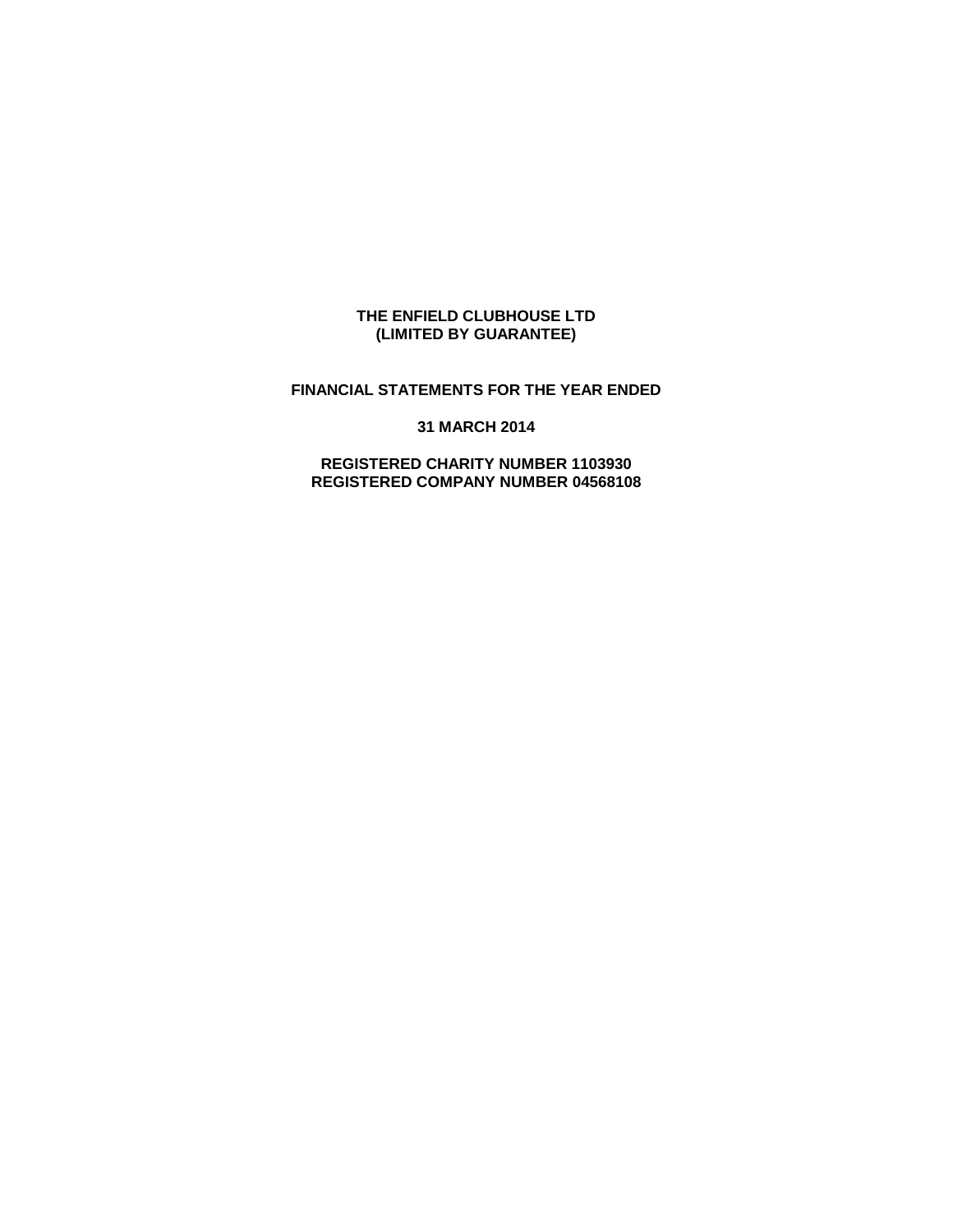**THE ENFIELD CLUBHOUSE LTD**
**(LIMITED BY GUARANTEE)**

**FINANCIAL STATEMENTS FOR THE YEAR ENDED**

**31 MARCH 2014**

**REGISTERED CHARITY NUMBER 1103930**
**REGISTERED COMPANY NUMBER 04568108**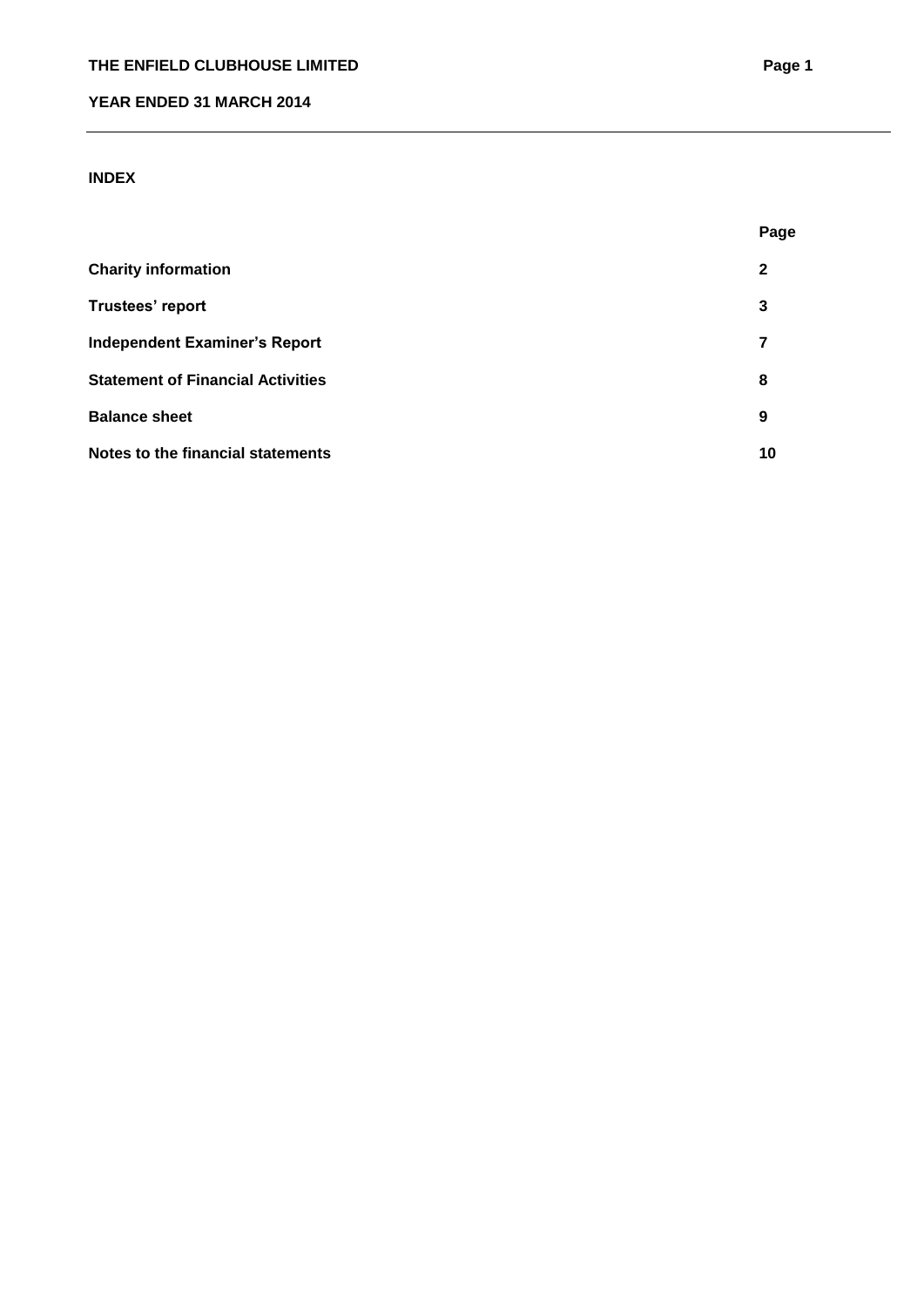## INDEX

| | Page |
|---|---|
| **Charity information** | **2** |
| **Trustees' report** | **3** |
| **Independent Examiner's Report** | **7** |
| **Statement of Financial Activities** | **8** |
| **Balance sheet** | **9** |
| **Notes to the financial statements** | **10** |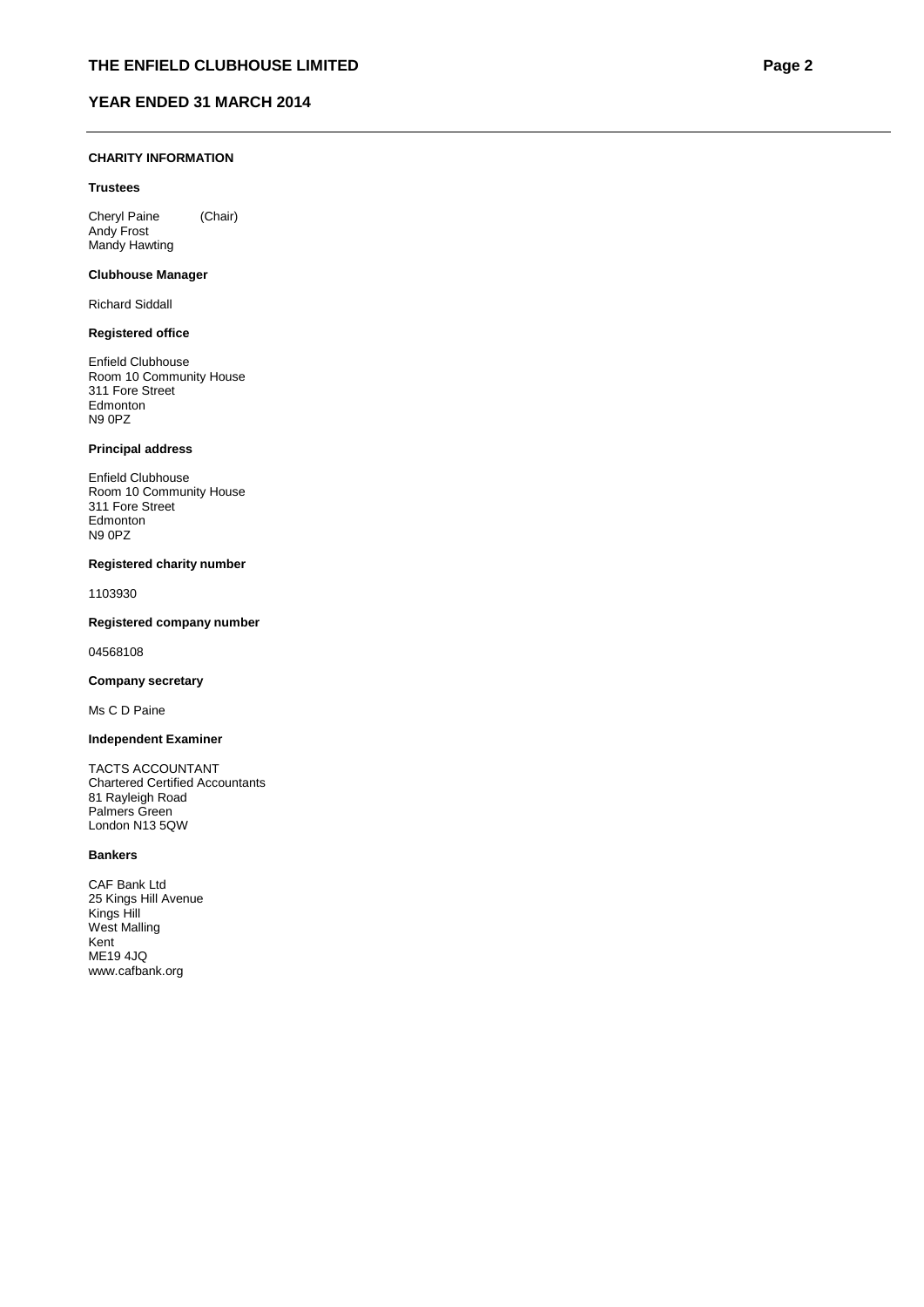## CHARITY INFORMATION

### Trustees

Cheryl Paine (Chair)
Andy Frost
Mandy Hawting

### Clubhouse Manager

Richard Siddall

### Registered office

Enfield Clubhouse
Room 10 Community House
311 Fore Street
Edmonton
N9 0PZ

### Principal address

Enfield Clubhouse
Room 10 Community House
311 Fore Street
Edmonton
N9 0PZ

### Registered charity number

1103930

### Registered company number

04568108

### Company secretary

Ms C D Paine

### Independent Examiner

TACTS ACCOUNTANT
Chartered Certified Accountants
81 Rayleigh Road
Palmers Green
London N13 5QW

### Bankers

CAF Bank Ltd
25 Kings Hill Avenue
Kings Hill
West Malling
Kent
ME19 4JQ
www.cafbank.org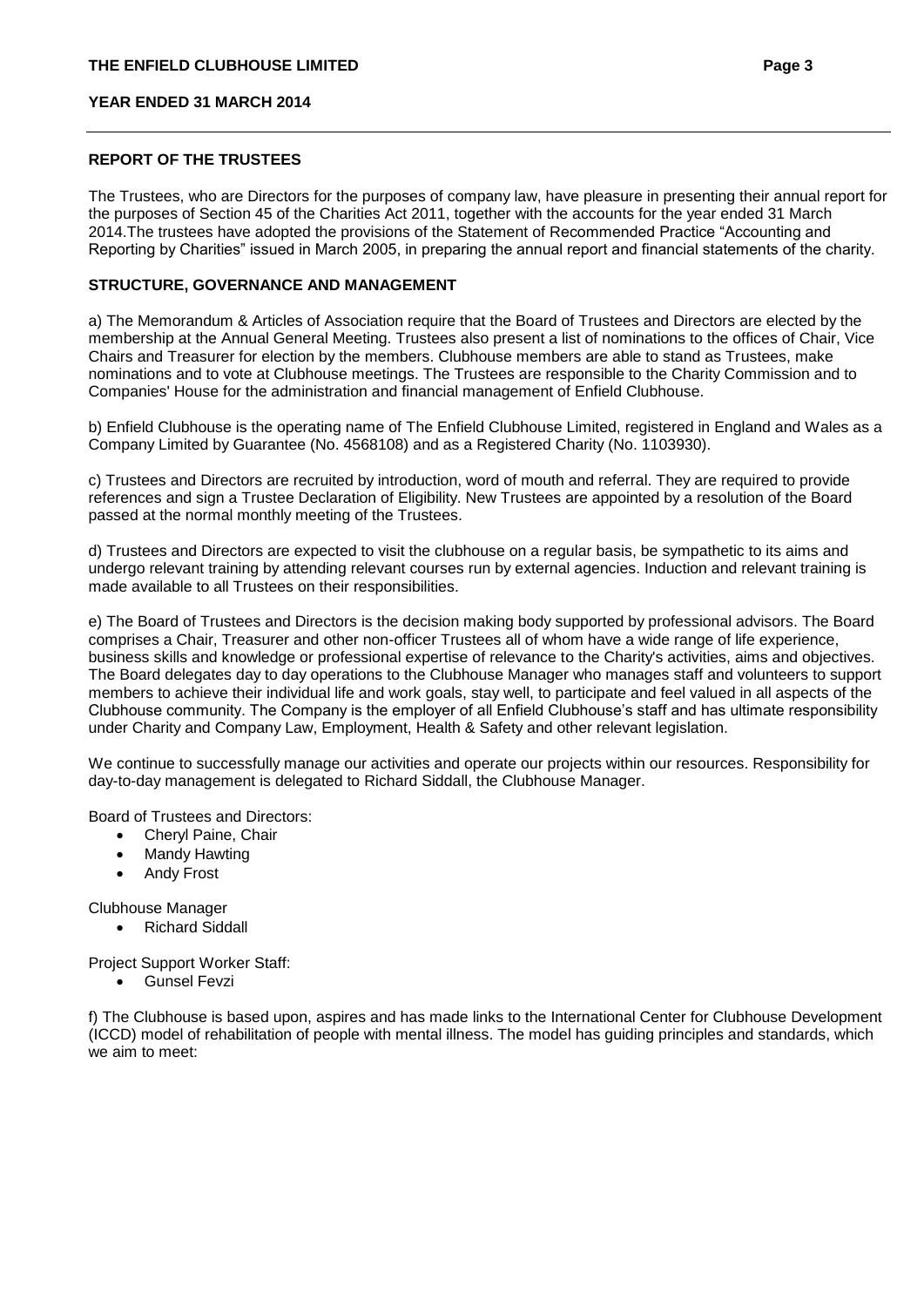## REPORT OF THE TRUSTEES

The Trustees, who are Directors for the purposes of company law, have pleasure in presenting their annual report for the purposes of Section 45 of the Charities Act 2011, together with the accounts for the year ended 31 March 2014.The trustees have adopted the provisions of the Statement of Recommended Practice "Accounting and Reporting by Charities" issued in March 2005, in preparing the annual report and financial statements of the charity.

## STRUCTURE, GOVERNANCE AND MANAGEMENT

a) The Memorandum & Articles of Association require that the Board of Trustees and Directors are elected by the membership at the Annual General Meeting. Trustees also present a list of nominations to the offices of Chair, Vice Chairs and Treasurer for election by the members. Clubhouse members are able to stand as Trustees, make nominations and to vote at Clubhouse meetings. The Trustees are responsible to the Charity Commission and to Companies' House for the administration and financial management of Enfield Clubhouse.

b) Enfield Clubhouse is the operating name of The Enfield Clubhouse Limited, registered in England and Wales as a Company Limited by Guarantee (No. 4568108) and as a Registered Charity (No. 1103930).

c) Trustees and Directors are recruited by introduction, word of mouth and referral. They are required to provide references and sign a Trustee Declaration of Eligibility. New Trustees are appointed by a resolution of the Board passed at the normal monthly meeting of the Trustees.

d) Trustees and Directors are expected to visit the clubhouse on a regular basis, be sympathetic to its aims and undergo relevant training by attending relevant courses run by external agencies. Induction and relevant training is made available to all Trustees on their responsibilities.

e) The Board of Trustees and Directors is the decision making body supported by professional advisors. The Board comprises a Chair, Treasurer and other non-officer Trustees all of whom have a wide range of life experience, business skills and knowledge or professional expertise of relevance to the Charity's activities, aims and objectives. The Board delegates day to day operations to the Clubhouse Manager who manages staff and volunteers to support members to achieve their individual life and work goals, stay well, to participate and feel valued in all aspects of the Clubhouse community. The Company is the employer of all Enfield Clubhouse's staff and has ultimate responsibility under Charity and Company Law, Employment, Health & Safety and other relevant legislation.

We continue to successfully manage our activities and operate our projects within our resources. Responsibility for day-to-day management is delegated to Richard Siddall, the Clubhouse Manager.

Board of Trustees and Directors:

- Cheryl Paine, Chair
- Mandy Hawting
- Andy Frost

Clubhouse Manager

- Richard Siddall

Project Support Worker Staff:

- Gunsel Fevzi

f) The Clubhouse is based upon, aspires and has made links to the International Center for Clubhouse Development (ICCD) model of rehabilitation of people with mental illness. The model has guiding principles and standards, which we aim to meet: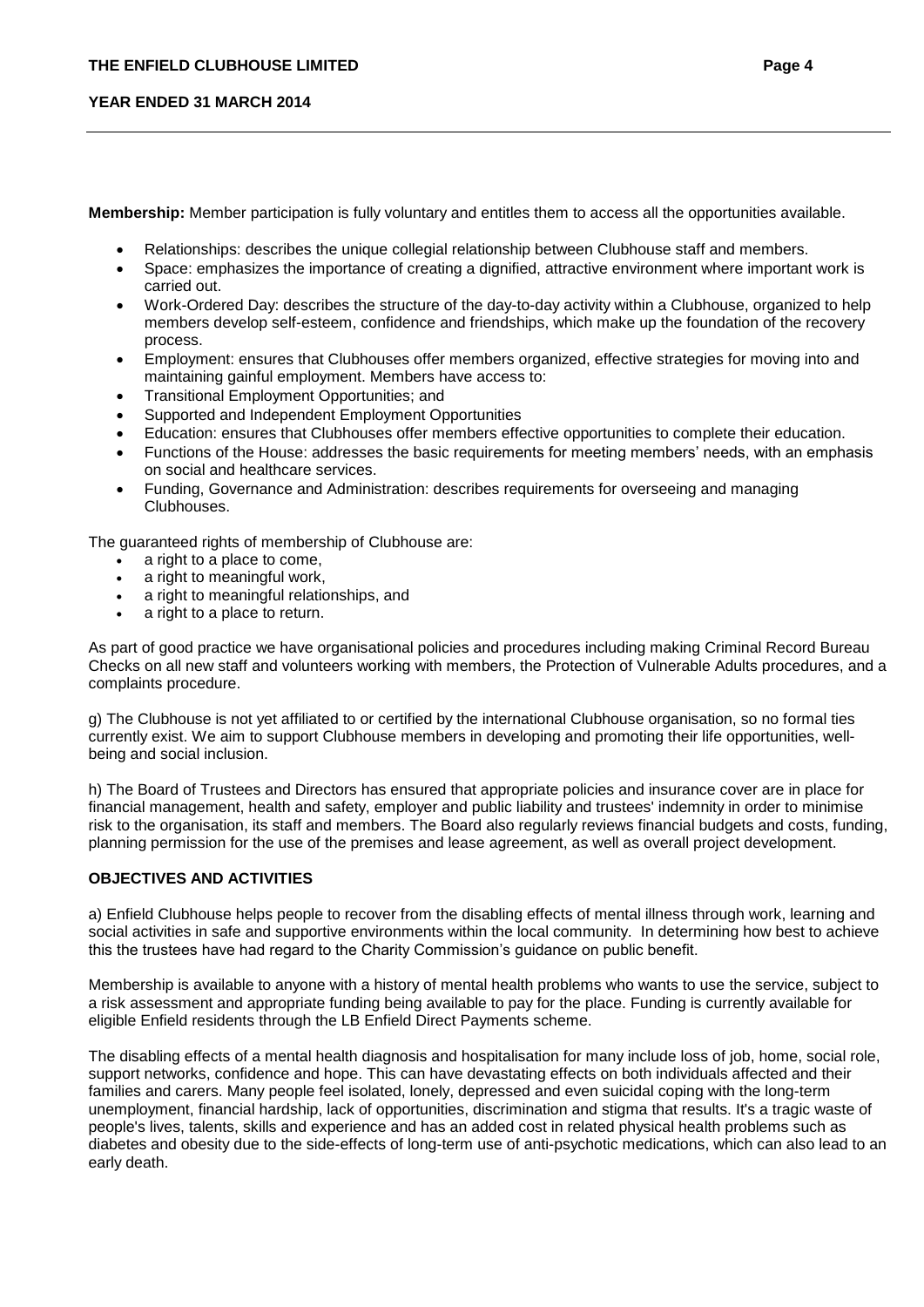**Membership:** Member participation is fully voluntary and entitles them to access all the opportunities available.

- Relationships: describes the unique collegial relationship between Clubhouse staff and members.
- Space: emphasizes the importance of creating a dignified, attractive environment where important work is carried out.
- Work-Ordered Day: describes the structure of the day-to-day activity within a Clubhouse, organized to help members develop self-esteem, confidence and friendships, which make up the foundation of the recovery process.
- Employment: ensures that Clubhouses offer members organized, effective strategies for moving into and maintaining gainful employment. Members have access to:
- Transitional Employment Opportunities; and
- Supported and Independent Employment Opportunities
- Education: ensures that Clubhouses offer members effective opportunities to complete their education.
- Functions of the House: addresses the basic requirements for meeting members' needs, with an emphasis on social and healthcare services.
- Funding, Governance and Administration: describes requirements for overseeing and managing Clubhouses.

The guaranteed rights of membership of Clubhouse are:

- a right to a place to come,
- a right to meaningful work,
- a right to meaningful relationships, and
- a right to a place to return.

As part of good practice we have organisational policies and procedures including making Criminal Record Bureau Checks on all new staff and volunteers working with members, the Protection of Vulnerable Adults procedures, and a complaints procedure.

g) The Clubhouse is not yet affiliated to or certified by the international Clubhouse organisation, so no formal ties currently exist. We aim to support Clubhouse members in developing and promoting their life opportunities, well-being and social inclusion.

h) The Board of Trustees and Directors has ensured that appropriate policies and insurance cover are in place for financial management, health and safety, employer and public liability and trustees' indemnity in order to minimise risk to the organisation, its staff and members. The Board also regularly reviews financial budgets and costs, funding, planning permission for the use of the premises and lease agreement, as well as overall project development.

## OBJECTIVES AND ACTIVITIES

a) Enfield Clubhouse helps people to recover from the disabling effects of mental illness through work, learning and social activities in safe and supportive environments within the local community. In determining how best to achieve this the trustees have had regard to the Charity Commission's guidance on public benefit.

Membership is available to anyone with a history of mental health problems who wants to use the service, subject to a risk assessment and appropriate funding being available to pay for the place. Funding is currently available for eligible Enfield residents through the LB Enfield Direct Payments scheme.

The disabling effects of a mental health diagnosis and hospitalisation for many include loss of job, home, social role, support networks, confidence and hope. This can have devastating effects on both individuals affected and their families and carers. Many people feel isolated, lonely, depressed and even suicidal coping with the long-term unemployment, financial hardship, lack of opportunities, discrimination and stigma that results. It's a tragic waste of people's lives, talents, skills and experience and has an added cost in related physical health problems such as diabetes and obesity due to the side-effects of long-term use of anti-psychotic medications, which can also lead to an early death.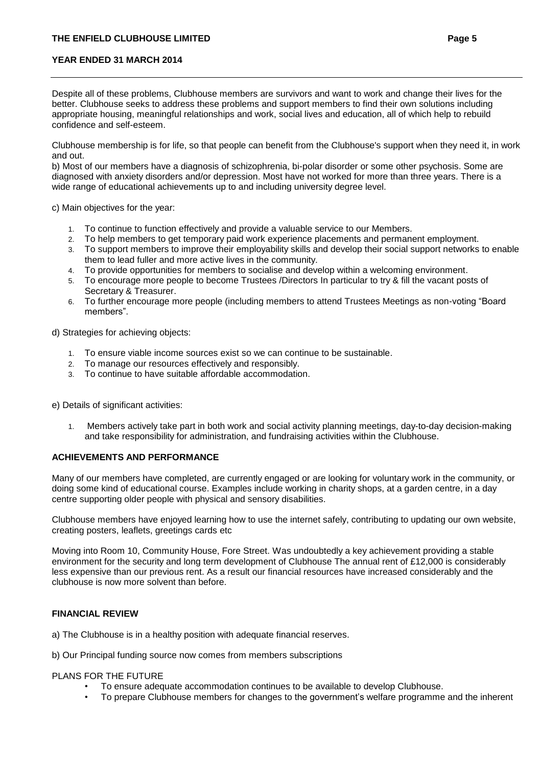Despite all of these problems, Clubhouse members are survivors and want to work and change their lives for the better. Clubhouse seeks to address these problems and support members to find their own solutions including appropriate housing, meaningful relationships and work, social lives and education, all of which help to rebuild confidence and self-esteem.

Clubhouse membership is for life, so that people can benefit from the Clubhouse's support when they need it, in work and out.

b) Most of our members have a diagnosis of schizophrenia, bi-polar disorder or some other psychosis. Some are diagnosed with anxiety disorders and/or depression. Most have not worked for more than three years. There is a wide range of educational achievements up to and including university degree level.

c) Main objectives for the year:

1. To continue to function effectively and provide a valuable service to our Members.
2. To help members to get temporary paid work experience placements and permanent employment.
3. To support members to improve their employability skills and develop their social support networks to enable them to lead fuller and more active lives in the community.
4. To provide opportunities for members to socialise and develop within a welcoming environment.
5. To encourage more people to become Trustees /Directors In particular to try & fill the vacant posts of Secretary & Treasurer.
6. To further encourage more people (including members to attend Trustees Meetings as non-voting "Board members".

d) Strategies for achieving objects:

1. To ensure viable income sources exist so we can continue to be sustainable.
2. To manage our resources effectively and responsibly.
3. To continue to have suitable affordable accommodation.

e) Details of significant activities:

1. Members actively take part in both work and social activity planning meetings, day-to-day decision-making and take responsibility for administration, and fundraising activities within the Clubhouse.

## ACHIEVEMENTS AND PERFORMANCE

Many of our members have completed, are currently engaged or are looking for voluntary work in the community, or doing some kind of educational course. Examples include working in charity shops, at a garden centre, in a day centre supporting older people with physical and sensory disabilities.

Clubhouse members have enjoyed learning how to use the internet safely, contributing to updating our own website, creating posters, leaflets, greetings cards etc

Moving into Room 10, Community House, Fore Street. Was undoubtedly a key achievement providing a stable environment for the security and long term development of Clubhouse The annual rent of £12,000 is considerably less expensive than our previous rent. As a result our financial resources have increased considerably and the clubhouse is now more solvent than before.

## FINANCIAL REVIEW

a) The Clubhouse is in a healthy position with adequate financial reserves.

b) Our Principal funding source now comes from members subscriptions

PLANS FOR THE FUTURE

- To ensure adequate accommodation continues to be available to develop Clubhouse.
- To prepare Clubhouse members for changes to the government's welfare programme and the inherent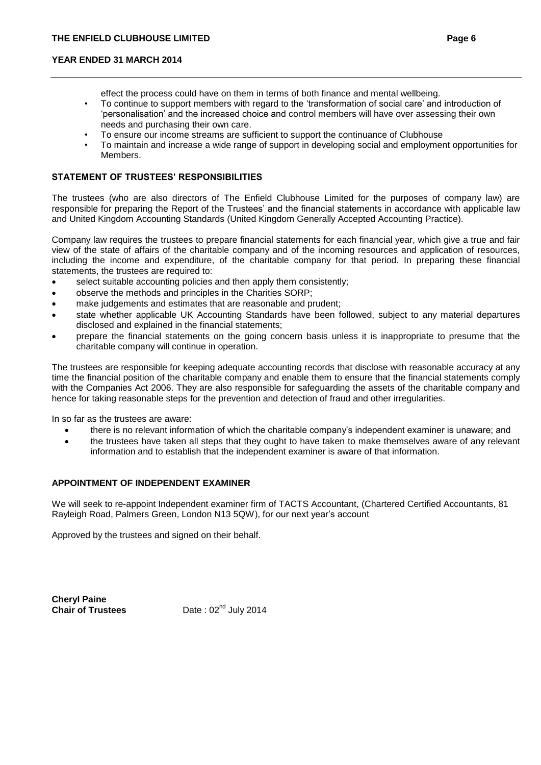effect the process could have on them in terms of both finance and mental wellbeing.

- To continue to support members with regard to the 'transformation of social care' and introduction of 'personalisation' and the increased choice and control members will have over assessing their own needs and purchasing their own care.
- To ensure our income streams are sufficient to support the continuance of Clubhouse
- To maintain and increase a wide range of support in developing social and employment opportunities for Members.

## STATEMENT OF TRUSTEES' RESPONSIBILITIES

The trustees (who are also directors of The Enfield Clubhouse Limited for the purposes of company law) are responsible for preparing the Report of the Trustees' and the financial statements in accordance with applicable law and United Kingdom Accounting Standards (United Kingdom Generally Accepted Accounting Practice).

Company law requires the trustees to prepare financial statements for each financial year, which give a true and fair view of the state of affairs of the charitable company and of the incoming resources and application of resources, including the income and expenditure, of the charitable company for that period. In preparing these financial statements, the trustees are required to:

- select suitable accounting policies and then apply them consistently;
- observe the methods and principles in the Charities SORP;
- make judgements and estimates that are reasonable and prudent;
- state whether applicable UK Accounting Standards have been followed, subject to any material departures disclosed and explained in the financial statements;
- prepare the financial statements on the going concern basis unless it is inappropriate to presume that the charitable company will continue in operation.

The trustees are responsible for keeping adequate accounting records that disclose with reasonable accuracy at any time the financial position of the charitable company and enable them to ensure that the financial statements comply with the Companies Act 2006. They are also responsible for safeguarding the assets of the charitable company and hence for taking reasonable steps for the prevention and detection of fraud and other irregularities.

In so far as the trustees are aware:

- there is no relevant information of which the charitable company's independent examiner is unaware; and
- the trustees have taken all steps that they ought to have taken to make themselves aware of any relevant information and to establish that the independent examiner is aware of that information.

## APPOINTMENT OF INDEPENDENT EXAMINER

We will seek to re-appoint Independent examiner firm of TACTS Accountant, (Chartered Certified Accountants, 81 Rayleigh Road, Palmers Green, London N13 5QW), for our next year's account

Approved by the trustees and signed on their behalf.

**Cheryl Paine**
**Chair of Trustees** Date : 02nd July 2014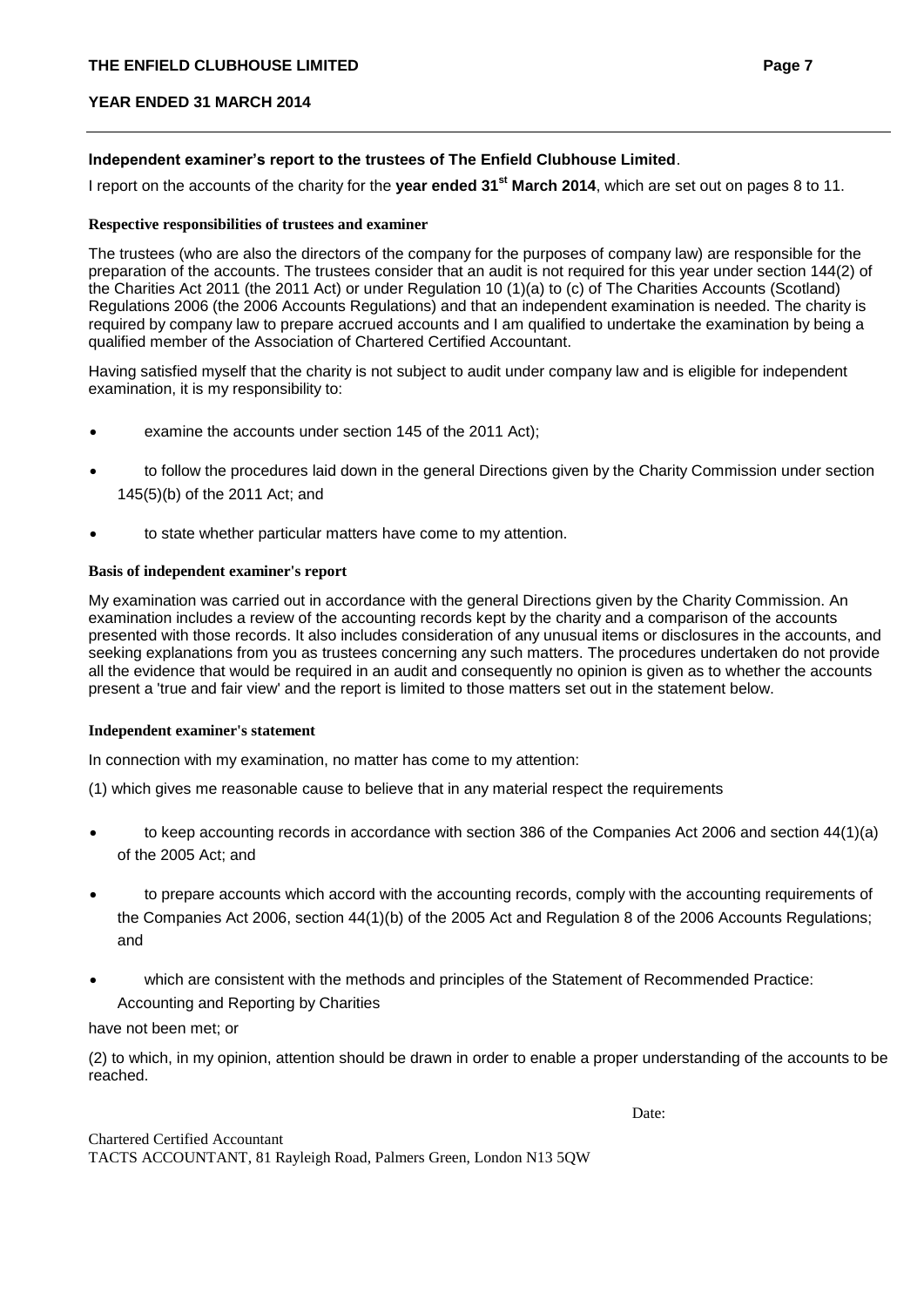**Independent examiner's report to the trustees of The Enfield Clubhouse Limited**.

I report on the accounts of the charity for the **year ended 31st March 2014**, which are set out on pages 8 to 11.

**Respective responsibilities of trustees and examiner**

The trustees (who are also the directors of the company for the purposes of company law) are responsible for the preparation of the accounts. The trustees consider that an audit is not required for this year under section 144(2) of the Charities Act 2011 (the 2011 Act) or under Regulation 10 (1)(a) to (c) of The Charities Accounts (Scotland) Regulations 2006 (the 2006 Accounts Regulations) and that an independent examination is needed. The charity is required by company law to prepare accrued accounts and I am qualified to undertake the examination by being a qualified member of the Association of Chartered Certified Accountant.

Having satisfied myself that the charity is not subject to audit under company law and is eligible for independent examination, it is my responsibility to:

- examine the accounts under section 145 of the 2011 Act);
- to follow the procedures laid down in the general Directions given by the Charity Commission under section 145(5)(b) of the 2011 Act; and
- to state whether particular matters have come to my attention.

**Basis of independent examiner's report**

My examination was carried out in accordance with the general Directions given by the Charity Commission. An examination includes a review of the accounting records kept by the charity and a comparison of the accounts presented with those records. It also includes consideration of any unusual items or disclosures in the accounts, and seeking explanations from you as trustees concerning any such matters. The procedures undertaken do not provide all the evidence that would be required in an audit and consequently no opinion is given as to whether the accounts present a 'true and fair view' and the report is limited to those matters set out in the statement below.

**Independent examiner's statement**

In connection with my examination, no matter has come to my attention:

(1) which gives me reasonable cause to believe that in any material respect the requirements

- to keep accounting records in accordance with section 386 of the Companies Act 2006 and section 44(1)(a) of the 2005 Act; and
- to prepare accounts which accord with the accounting records, comply with the accounting requirements of the Companies Act 2006, section 44(1)(b) of the 2005 Act and Regulation 8 of the 2006 Accounts Regulations; and
- which are consistent with the methods and principles of the Statement of Recommended Practice: Accounting and Reporting by Charities

have not been met; or

(2) to which, in my opinion, attention should be drawn in order to enable a proper understanding of the accounts to be reached.

Date:

Chartered Certified Accountant
TACTS ACCOUNTANT, 81 Rayleigh Road, Palmers Green, London N13 5QW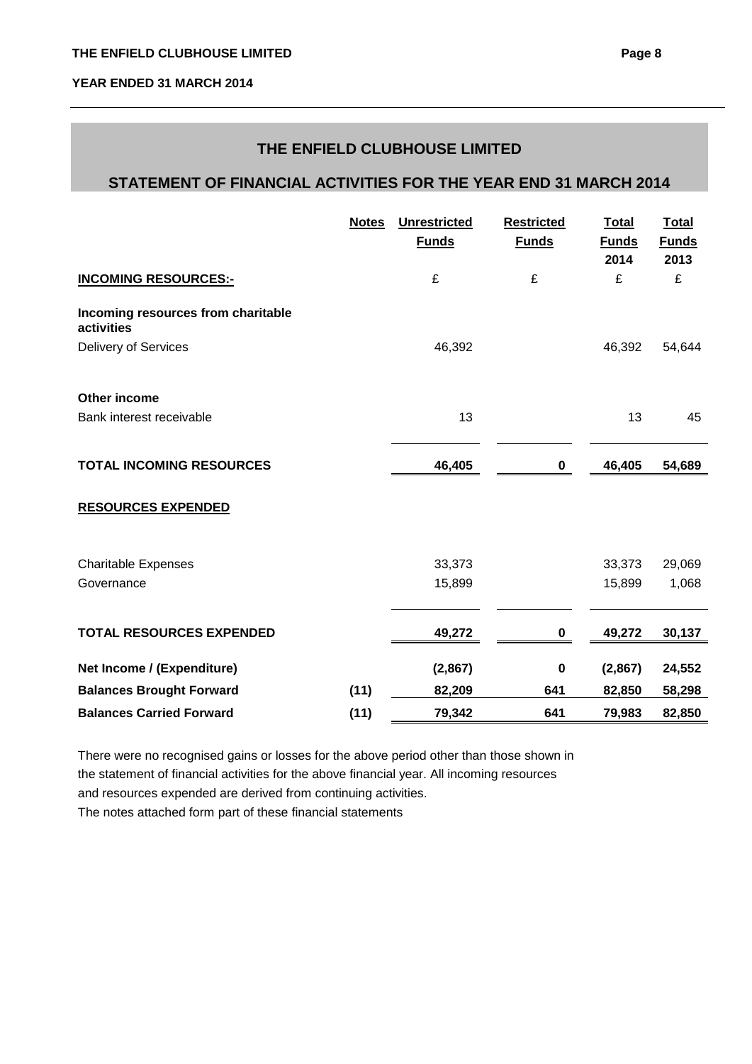## THE ENFIELD CLUBHOUSE LIMITED

## STATEMENT OF FINANCIAL ACTIVITIES FOR THE YEAR END 31 MARCH 2014

| | Notes | Unrestricted Funds | Restricted Funds | Total Funds 2014 | Total Funds 2013 |
|---|---|---|---|---|---|
| **INCOMING RESOURCES:-** | | £ | £ | £ | £ |
| **Incoming resources from charitable activities** | | | | | |
| Delivery of Services | | 46,392 | | 46,392 | 54,644 |
| **Other income** | | | | | |
| Bank interest receivable | | 13 | | 13 | 45 |
| **TOTAL INCOMING RESOURCES** | | **46,405** | **0** | **46,405** | **54,689** |
| **RESOURCES EXPENDED** | | | | | |
| Charitable Expenses | | 33,373 | | 33,373 | 29,069 |
| Governance | | 15,899 | | 15,899 | 1,068 |
| **TOTAL RESOURCES EXPENDED** | | **49,272** | **0** | **49,272** | **30,137** |
| **Net Income / (Expenditure)** | | **(2,867)** | **0** | **(2,867)** | **24,552** |
| **Balances Brought Forward** | **(11)** | **82,209** | **641** | **82,850** | **58,298** |
| **Balances Carried Forward** | **(11)** | **79,342** | **641** | **79,983** | **82,850** |

There were no recognised gains or losses for the above period other than those shown in the statement of financial activities for the above financial year. All incoming resources and resources expended are derived from continuing activities.

The notes attached form part of these financial statements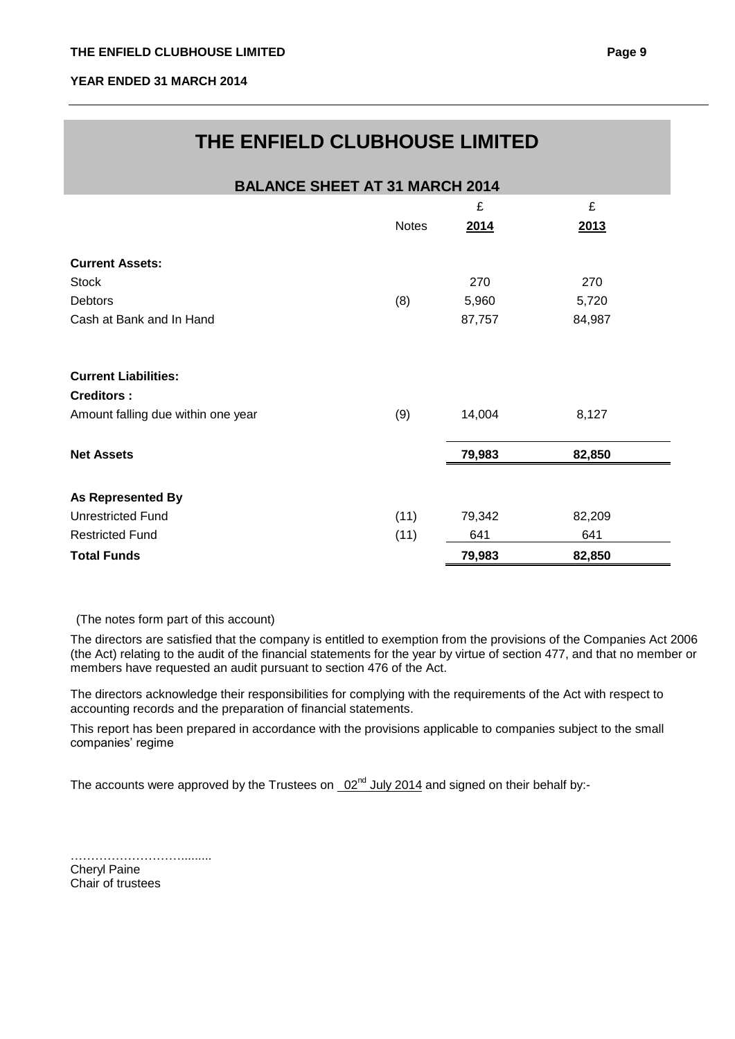# THE ENFIELD CLUBHOUSE LIMITED

## BALANCE SHEET AT 31 MARCH 2014

| | Notes | £<br>2014 | £<br>2013 |
|---|---|---|---|
| **Current Assets:** | | | |
| Stock | | 270 | 270 |
| Debtors | (8) | 5,960 | 5,720 |
| Cash at Bank and In Hand | | 87,757 | 84,987 |
| | | | |
| **Current Liabilities:** | | | |
| **Creditors :** | | | |
| Amount falling due within one year | (9) | 14,004 | 8,127 |
| | | | |
| **Net Assets** | | **79,983** | **82,850** |
| | | | |
| **As Represented By** | | | |
| Unrestricted Fund | (11) | 79,342 | 82,209 |
| Restricted Fund | (11) | 641 | 641 |
| **Total Funds** | | **79,983** | **82,850** |

(The notes form part of this account)

The directors are satisfied that the company is entitled to exemption from the provisions of the Companies Act 2006 (the Act) relating to the audit of the financial statements for the year by virtue of section 477, and that no member or members have requested an audit pursuant to section 476 of the Act.

The directors acknowledge their responsibilities for complying with the requirements of the Act with respect to accounting records and the preparation of financial statements.

This report has been prepared in accordance with the provisions applicable to companies subject to the small companies' regime

The accounts were approved by the Trustees on 02nd July 2014 and signed on their behalf by:-

………………………........

Cheryl Paine
Chair of trustees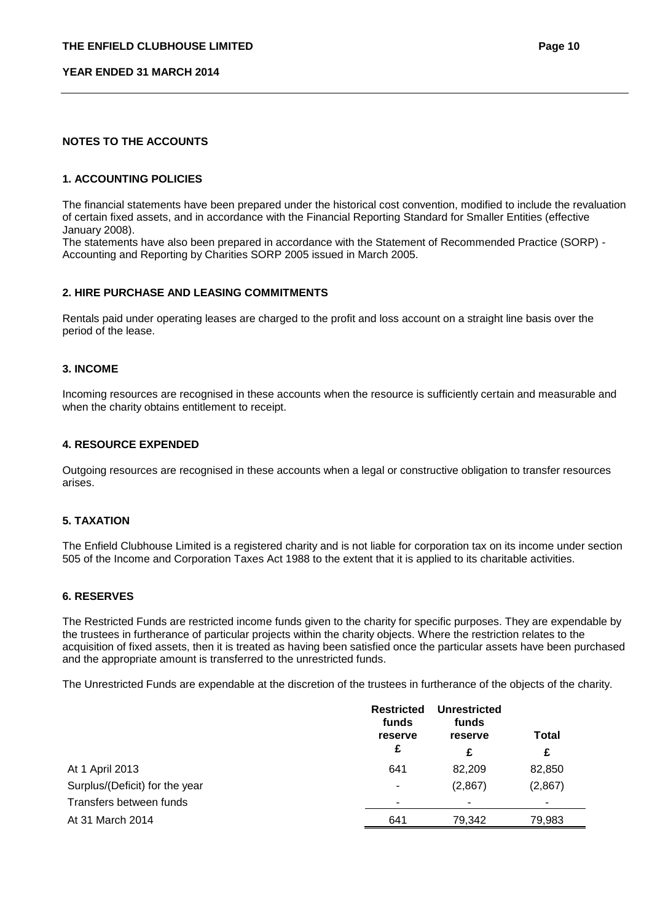## NOTES TO THE ACCOUNTS

### 1. ACCOUNTING POLICIES

The financial statements have been prepared under the historical cost convention, modified to include the revaluation of certain fixed assets, and in accordance with the Financial Reporting Standard for Smaller Entities (effective January 2008).

The statements have also been prepared in accordance with the Statement of Recommended Practice (SORP) - Accounting and Reporting by Charities SORP 2005 issued in March 2005.

### 2. HIRE PURCHASE AND LEASING COMMITMENTS

Rentals paid under operating leases are charged to the profit and loss account on a straight line basis over the period of the lease.

### 3. INCOME

Incoming resources are recognised in these accounts when the resource is sufficiently certain and measurable and when the charity obtains entitlement to receipt.

### 4. RESOURCE EXPENDED

Outgoing resources are recognised in these accounts when a legal or constructive obligation to transfer resources arises.

### 5. TAXATION

The Enfield Clubhouse Limited is a registered charity and is not liable for corporation tax on its income under section 505 of the Income and Corporation Taxes Act 1988 to the extent that it is applied to its charitable activities.

### 6. RESERVES

The Restricted Funds are restricted income funds given to the charity for specific purposes. They are expendable by the trustees in furtherance of particular projects within the charity objects. Where the restriction relates to the acquisition of fixed assets, then it is treated as having been satisfied once the particular assets have been purchased and the appropriate amount is transferred to the unrestricted funds.

The Unrestricted Funds are expendable at the discretion of the trustees in furtherance of the objects of the charity.

| | Restricted funds reserve | Unrestricted funds reserve | Total |
|---|---|---|---|
| | £ | £ | £ |
| At 1 April 2013 | 641 | 82,209 | 82,850 |
| Surplus/(Deficit) for the year | - | (2,867) | (2,867) |
| Transfers between funds | - | - | - |
| At 31 March 2014 | 641 | 79,342 | 79,983 |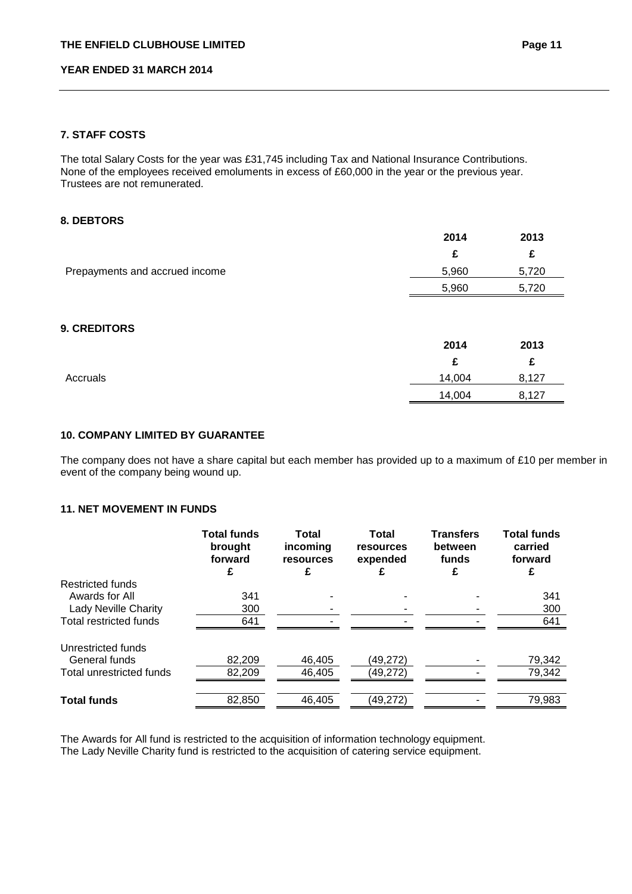## 7. STAFF COSTS

The total Salary Costs for the year was £31,745 including Tax and National Insurance Contributions. None of the employees received emoluments in excess of £60,000 in the year or the previous year. Trustees are not remunerated.

## 8. DEBTORS

| | 2014 | 2013 |
|---|---|---|
| | £ | £ |
| Prepayments and accrued income | 5,960 | 5,720 |
| | 5,960 | 5,720 |

## 9. CREDITORS

| | 2014 | 2013 |
|---|---|---|
| | £ | £ |
| Accruals | 14,004 | 8,127 |
| | 14,004 | 8,127 |

## 10. COMPANY LIMITED BY GUARANTEE

The company does not have a share capital but each member has provided up to a maximum of £10 per member in event of the company being wound up.

## 11. NET MOVEMENT IN FUNDS

| | Total funds brought forward £ | Total incoming resources £ | Total resources expended £ | Transfers between funds £ | Total funds carried forward £ |
|---|---|---|---|---|---|
| Restricted funds | | | | | |
| Awards for All | 341 | - | - | - | 341 |
| Lady Neville Charity | 300 | - | - | - | 300 |
| Total restricted funds | 641 | - | - | - | 641 |
| Unrestricted funds | | | | | |
| General funds | 82,209 | 46,405 | (49,272) | - | 79,342 |
| Total unrestricted funds | 82,209 | 46,405 | (49,272) | - | 79,342 |
| **Total funds** | 82,850 | 46,405 | (49,272) | - | 79,983 |

The Awards for All fund is restricted to the acquisition of information technology equipment.
The Lady Neville Charity fund is restricted to the acquisition of catering service equipment.